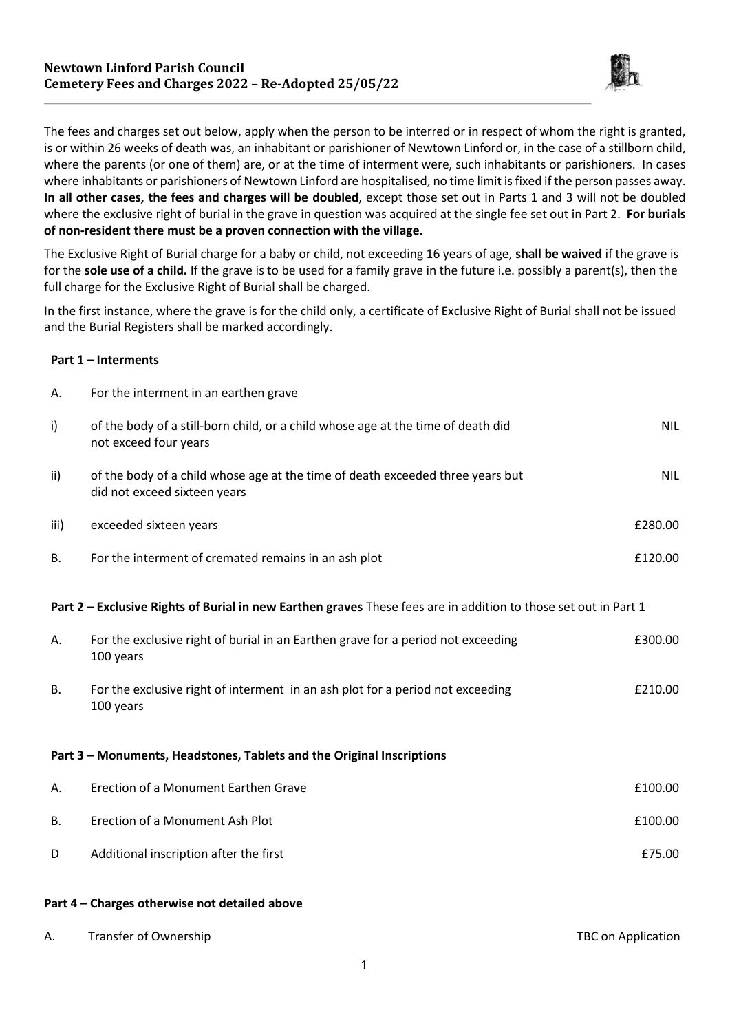**Newtown Linford Parish Council**
**Cemetery Fees and Charges 2022 – Re-Adopted 25/05/22**

The fees and charges set out below, apply when the person to be interred or in respect of whom the right is granted, is or within 26 weeks of death was, an inhabitant or parishioner of Newtown Linford or, in the case of a stillborn child, where the parents (or one of them) are, or at the time of interment were, such inhabitants or parishioners. In cases where inhabitants or parishioners of Newtown Linford are hospitalised, no time limit is fixed if the person passes away. **In all other cases, the fees and charges will be doubled**, except those set out in Parts 1 and 3 will not be doubled where the exclusive right of burial in the grave in question was acquired at the single fee set out in Part 2. **For burials of non-resident there must be a proven connection with the village.**

The Exclusive Right of Burial charge for a baby or child, not exceeding 16 years of age, **shall be waived** if the grave is for the **sole use of a child.** If the grave is to be used for a family grave in the future i.e. possibly a parent(s), then the full charge for the Exclusive Right of Burial shall be charged.

In the first instance, where the grave is for the child only, a certificate of Exclusive Right of Burial shall not be issued and the Burial Registers shall be marked accordingly.

**Part 1 – Interments**

| | | |
|---|---|---|
| A. | For the interment in an earthen grave | |
| i) | of the body of a still-born child, or a child whose age at the time of death did not exceed four years | NIL |
| ii) | of the body of a child whose age at the time of death exceeded three years but did not exceed sixteen years | NIL |
| iii) | exceeded sixteen years | £280.00 |
| B. | For the interment of cremated remains in an ash plot | £120.00 |

**Part 2 – Exclusive Rights of Burial in new Earthen graves** These fees are in addition to those set out in Part 1

| | | |
|---|---|---|
| A. | For the exclusive right of burial in an Earthen grave for a period not exceeding 100 years | £300.00 |
| B. | For the exclusive right of interment in an ash plot for a period not exceeding 100 years | £210.00 |

**Part 3 – Monuments, Headstones, Tablets and the Original Inscriptions**

| | | |
|---|---|---|
| A. | Erection of a Monument Earthen Grave | £100.00 |
| B. | Erection of a Monument Ash Plot | £100.00 |
| D | Additional inscription after the first | £75.00 |

**Part 4 – Charges otherwise not detailed above**

| | | |
|---|---|---|
| A. | Transfer of Ownership | TBC on Application |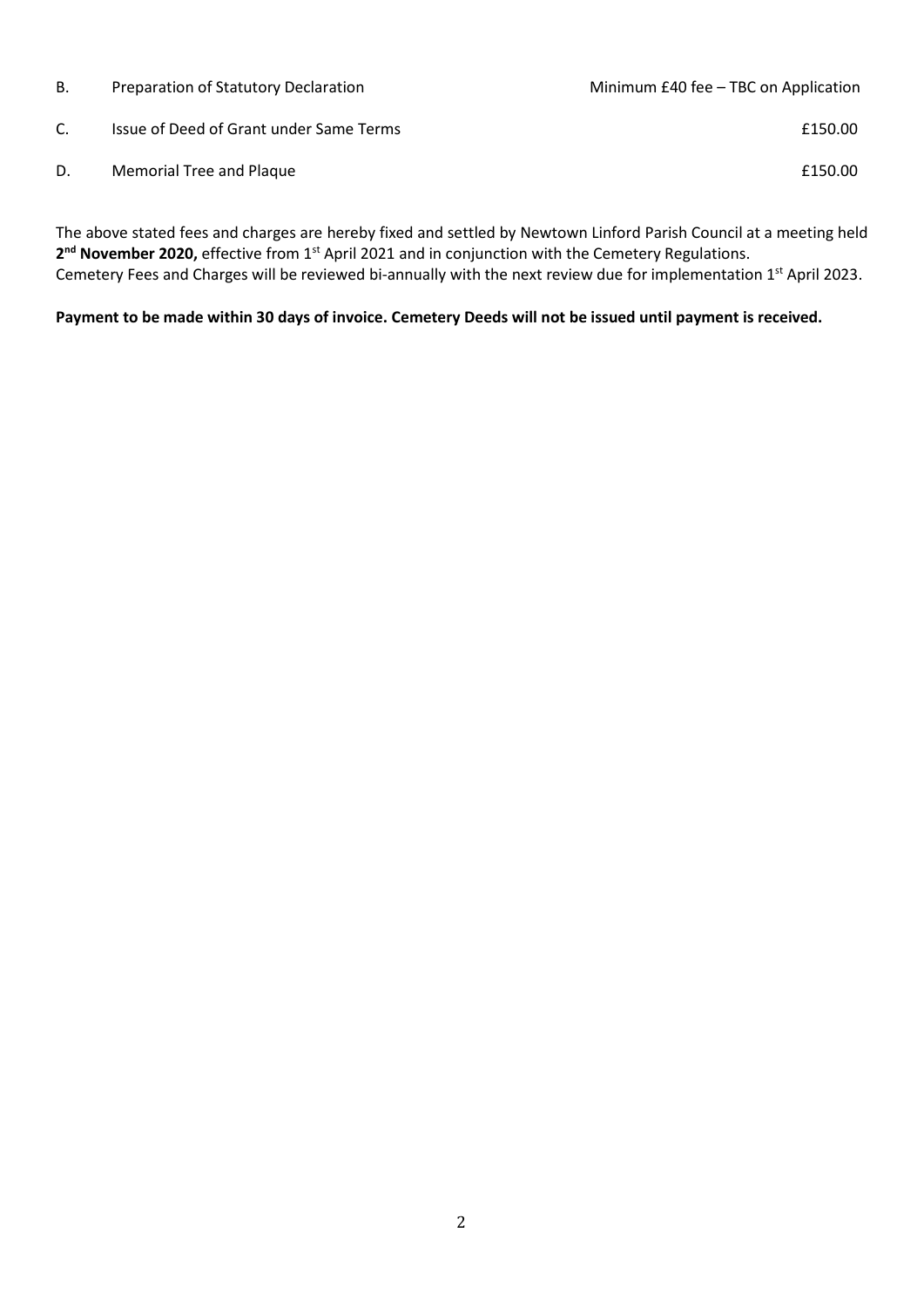| | | |
|---|---|---|
| B. | Preparation of Statutory Declaration | Minimum £40 fee – TBC on Application |
| C. | Issue of Deed of Grant under Same Terms | £150.00 |
| D. | Memorial Tree and Plaque | £150.00 |

The above stated fees and charges are hereby fixed and settled by Newtown Linford Parish Council at a meeting held **2nd November 2020,** effective from 1st April 2021 and in conjunction with the Cemetery Regulations.
Cemetery Fees and Charges will be reviewed bi-annually with the next review due for implementation 1st April 2023.

**Payment to be made within 30 days of invoice. Cemetery Deeds will not be issued until payment is received.**